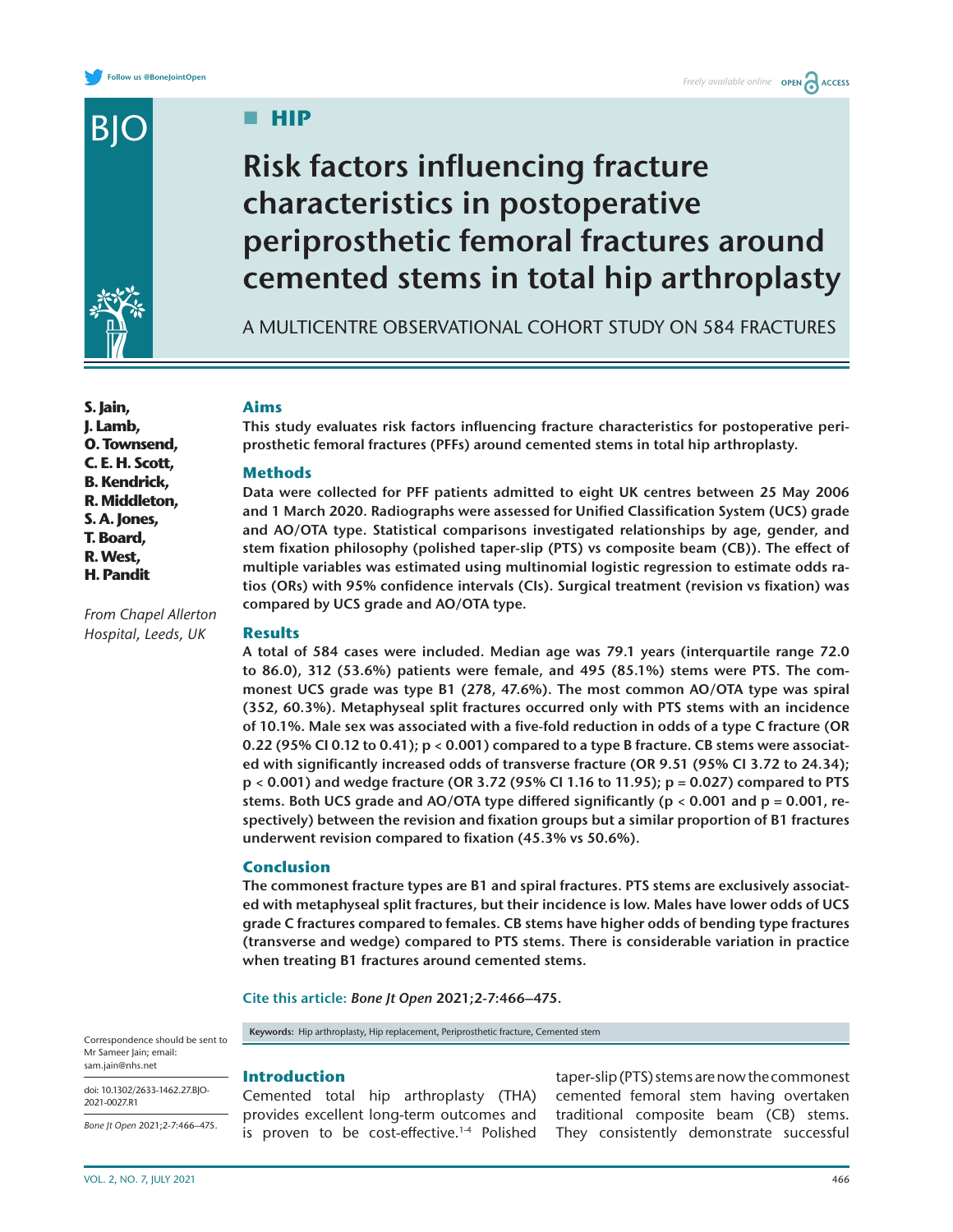# Risk factors influencing fracture characteristics in postoperative periprosthetic femoral fractures around cemented stems in total hip arthroplasty

## A MULTICENTRE OBSERVATIONAL COHORT STUDY ON 584 FRACTURES

**S. Jain, J. Lamb, O. Townsend, C. E. H. Scott, B. Kendrick, R. Middleton, S. A. Jones, T. Board, R. West, H. Pandit**

*From Chapel Allerton Hospital, Leeds, UK*

### Aims

**This study evaluates risk factors influencing fracture characteristics for postoperative periprosthetic femoral fractures (PFFs) around cemented stems in total hip arthroplasty.**

### Methods

**Data were collected for PFF patients admitted to eight UK centres between 25 May 2006 and 1 March 2020. Radiographs were assessed for Unified Classification System (UCS) grade and AO/OTA type. Statistical comparisons investigated relationships by age, gender, and stem fixation philosophy (polished taper-slip (PTS) vs composite beam (CB)). The effect of multiple variables was estimated using multinomial logistic regression to estimate odds ratios (ORs) with 95% confidence intervals (CIs). Surgical treatment (revision vs fixation) was compared by UCS grade and AO/OTA type.**

### Results

**A total of 584 cases were included. Median age was 79.1 years (interquartile range 72.0 to 86.0), 312 (53.6%) patients were female, and 495 (85.1%) stems were PTS. The commonest UCS grade was type B1 (278, 47.6%). The most common AO/OTA type was spiral (352, 60.3%). Metaphyseal split fractures occurred only with PTS stems with an incidence of 10.1%. Male sex was associated with a five-fold reduction in odds of a type C fracture (OR 0.22 (95% CI 0.12 to 0.41); $p < 0.001$) compared to a type B fracture. CB stems were associated with significantly increased odds of transverse fracture (OR 9.51 (95% CI 3.72 to 24.34); $p < 0.001$) and wedge fracture (OR 3.72 (95% CI 1.16 to 11.95); $p = 0.027$) compared to PTS stems. Both UCS grade and AO/OTA type differed significantly ($p < 0.001$ and $p = 0.001$, respectively) between the revision and fixation groups but a similar proportion of B1 fractures underwent revision compared to fixation (45.3% vs 50.6%).**

### Conclusion

**The commonest fracture types are B1 and spiral fractures. PTS stems are exclusively associated with metaphyseal split fractures, but their incidence is low. Males have lower odds of UCS grade C fractures compared to females. CB stems have higher odds of bending type fractures (transverse and wedge) compared to PTS stems. There is considerable variation in practice when treating B1 fractures around cemented stems.**

Cite this article: *Bone Jt Open* **2021;2-7:466–475.**

**Keywords:** Hip arthroplasty, Hip replacement, Periprosthetic fracture, Cemented stem

Correspondence should be sent to Mr Sameer Jain; email: sam.jain@nhs.net

doi: 10.1302/2633-1462.27.BJO-2021-0027.R1

*Bone Jt Open* 2021;2-7:466–475.

## Introduction

Cemented total hip arthroplasty (THA) provides excellent long-term outcomes and is proven to be cost-effective.[1-4] Polished taper-slip (PTS) stems are now the commonest cemented femoral stem having overtaken traditional composite beam (CB) stems. They consistently demonstrate successful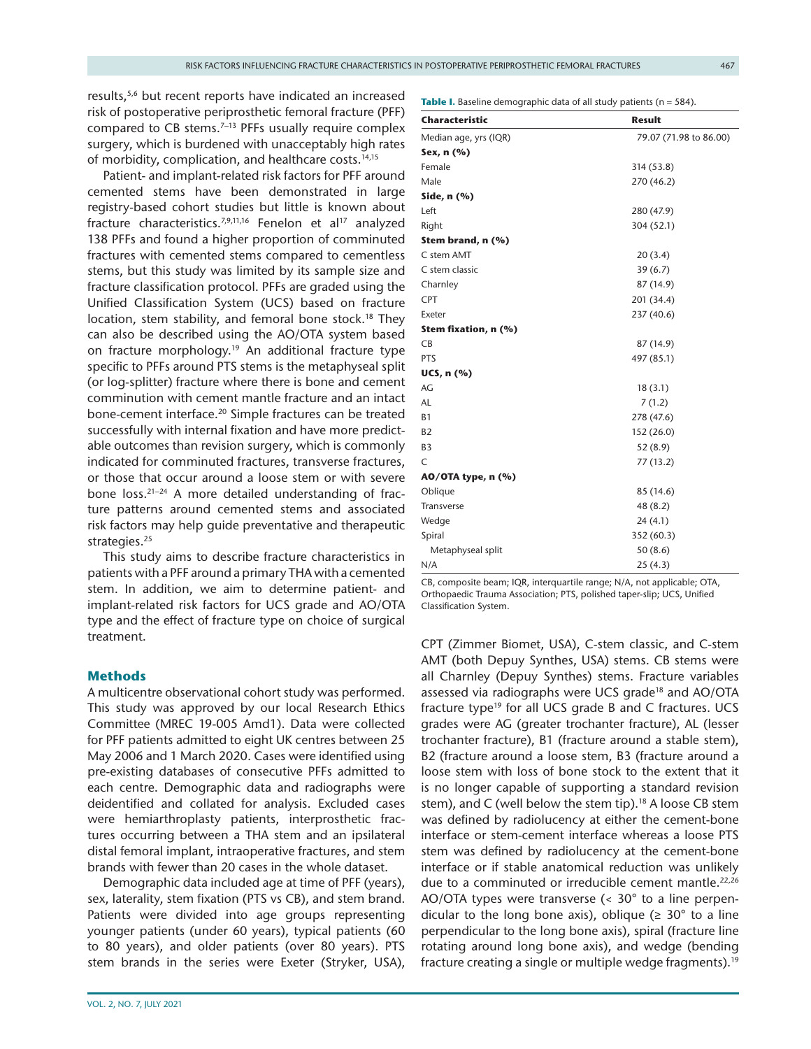results,[5,6] but recent reports have indicated an increased risk of postoperative periprosthetic femoral fracture (PFF) compared to CB stems.[7–13] PFFs usually require complex surgery, which is burdened with unacceptably high rates of morbidity, complication, and healthcare costs.[14,15]

Patient- and implant-related risk factors for PFF around cemented stems have been demonstrated in large registry-based cohort studies but little is known about fracture characteristics.[7,9,11,16] Fenelon et al[17] analyzed 138 PFFs and found a higher proportion of comminuted fractures with cemented stems compared to cementless stems, but this study was limited by its sample size and fracture classification protocol. PFFs are graded using the Unified Classification System (UCS) based on fracture location, stem stability, and femoral bone stock.[18] They can also be described using the AO/OTA system based on fracture morphology.[19] An additional fracture type specific to PFFs around PTS stems is the metaphyseal split (or log-splitter) fracture where there is bone and cement comminution with cement mantle fracture and an intact bone-cement interface.[20] Simple fractures can be treated successfully with internal fixation and have more predictable outcomes than revision surgery, which is commonly indicated for comminuted fractures, transverse fractures, or those that occur around a loose stem or with severe bone loss.[21–24] A more detailed understanding of fracture patterns around cemented stems and associated risk factors may help guide preventative and therapeutic strategies.[25]

This study aims to describe fracture characteristics in patients with a PFF around a primary THA with a cemented stem. In addition, we aim to determine patient- and implant-related risk factors for UCS grade and AO/OTA type and the effect of fracture type on choice of surgical treatment.

## Methods

A multicentre observational cohort study was performed. This study was approved by our local Research Ethics Committee (MREC 19-005 Amd1). Data were collected for PFF patients admitted to eight UK centres between 25 May 2006 and 1 March 2020. Cases were identified using pre-existing databases of consecutive PFFs admitted to each centre. Demographic data and radiographs were deidentified and collated for analysis. Excluded cases were hemiarthroplasty patients, interprosthetic fractures occurring between a THA stem and an ipsilateral distal femoral implant, intraoperative fractures, and stem brands with fewer than 20 cases in the whole dataset.

Demographic data included age at time of PFF (years), sex, laterality, stem fixation (PTS vs CB), and stem brand. Patients were divided into age groups representing younger patients (under 60 years), typical patients (60 to 80 years), and older patients (over 80 years). PTS stem brands in the series were Exeter (Stryker, USA), CPT (Zimmer Biomet, USA), C-stem classic, and C-stem AMT (both Depuy Synthes, USA) stems. CB stems were all Charnley (Depuy Synthes) stems. Fracture variables assessed via radiographs were UCS grade[18] and AO/OTA fracture type[19] for all UCS grade B and C fractures. UCS grades were AG (greater trochanter fracture), AL (lesser trochanter fracture), B1 (fracture around a stable stem), B2 (fracture around a loose stem, B3 (fracture around a loose stem with loss of bone stock to the extent that it is no longer capable of supporting a standard revision stem), and C (well below the stem tip).[18] A loose CB stem was defined by radiolucency at either the cement-bone interface or stem-cement interface whereas a loose PTS stem was defined by radiolucency at the cement-bone interface or if stable anatomical reduction was unlikely due to a comminuted or irreducible cement mantle.[22,26] AO/OTA types were transverse (< 30° to a line perpendicular to the long bone axis), oblique (≥ 30° to a line perpendicular to the long bone axis), spiral (fracture line rotating around long bone axis), and wedge (bending fracture creating a single or multiple wedge fragments).[19]

**Table I.** Baseline demographic data of all study patients (n = 584).

| Characteristic | Result |
|---|---|
| Median age, yrs (IQR) | 79.07 (71.98 to 86.00) |
| **Sex, n (%)** | |
| Female | 314 (53.8) |
| Male | 270 (46.2) |
| **Side, n (%)** | |
| Left | 280 (47.9) |
| Right | 304 (52.1) |
| **Stem brand, n (%)** | |
| C stem AMT | 20 (3.4) |
| C stem classic | 39 (6.7) |
| Charnley | 87 (14.9) |
| CPT | 201 (34.4) |
| Exeter | 237 (40.6) |
| **Stem fixation, n (%)** | |
| CB | 87 (14.9) |
| PTS | 497 (85.1) |
| **UCS, n (%)** | |
| AG | 18 (3.1) |
| AL | 7 (1.2) |
| B1 | 278 (47.6) |
| B2 | 152 (26.0) |
| B3 | 52 (8.9) |
| C | 77 (13.2) |
| **AO/OTA type, n (%)** | |
| Oblique | 85 (14.6) |
| Transverse | 48 (8.2) |
| Wedge | 24 (4.1) |
| Spiral | 352 (60.3) |
| Metaphyseal split | 50 (8.6) |
| N/A | 25 (4.3) |

CB, composite beam; IQR, interquartile range; N/A, not applicable; OTA, Orthopaedic Trauma Association; PTS, polished taper-slip; UCS, Unified Classification System.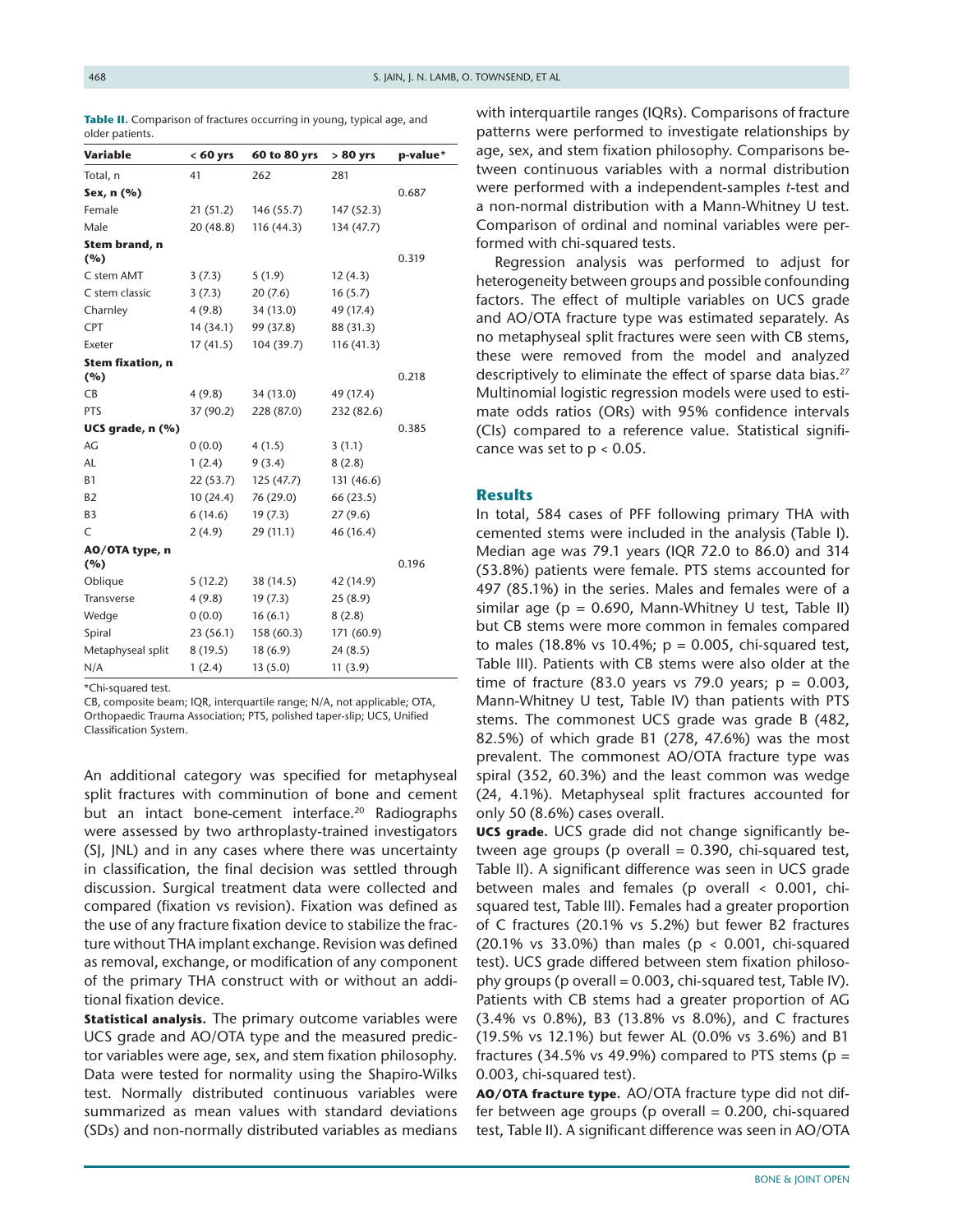**Table II.** Comparison of fractures occurring in young, typical age, and older patients.

| Variable | < 60 yrs | 60 to 80 yrs | > 80 yrs | p-value* |
|---|---|---|---|---|
| Total, n | 41 | 262 | 281 | |
| **Sex, n (%)** | | | | 0.687 |
| Female | 21 (51.2) | 146 (55.7) | 147 (52.3) | |
| Male | 20 (48.8) | 116 (44.3) | 134 (47.7) | |
| **Stem brand, n (%)** | | | | 0.319 |
| C stem AMT | 3 (7.3) | 5 (1.9) | 12 (4.3) | |
| C stem classic | 3 (7.3) | 20 (7.6) | 16 (5.7) | |
| Charnley | 4 (9.8) | 34 (13.0) | 49 (17.4) | |
| CPT | 14 (34.1) | 99 (37.8) | 88 (31.3) | |
| Exeter | 17 (41.5) | 104 (39.7) | 116 (41.3) | |
| **Stem fixation, n (%)** | | | | 0.218 |
| CB | 4 (9.8) | 34 (13.0) | 49 (17.4) | |
| PTS | 37 (90.2) | 228 (87.0) | 232 (82.6) | |
| **UCS grade, n (%)** | | | | 0.385 |
| AG | 0 (0.0) | 4 (1.5) | 3 (1.1) | |
| AL | 1 (2.4) | 9 (3.4) | 8 (2.8) | |
| B1 | 22 (53.7) | 125 (47.7) | 131 (46.6) | |
| B2 | 10 (24.4) | 76 (29.0) | 66 (23.5) | |
| B3 | 6 (14.6) | 19 (7.3) | 27 (9.6) | |
| C | 2 (4.9) | 29 (11.1) | 46 (16.4) | |
| **AO/OTA type, n (%)** | | | | 0.196 |
| Oblique | 5 (12.2) | 38 (14.5) | 42 (14.9) | |
| Transverse | 4 (9.8) | 19 (7.3) | 25 (8.9) | |
| Wedge | 0 (0.0) | 16 (6.1) | 8 (2.8) | |
| Spiral | 23 (56.1) | 158 (60.3) | 171 (60.9) | |
| Metaphyseal split | 8 (19.5) | 18 (6.9) | 24 (8.5) | |
| N/A | 1 (2.4) | 13 (5.0) | 11 (3.9) | |

*Chi-squared test.

CB, composite beam; IQR, interquartile range; N/A, not applicable; OTA, Orthopaedic Trauma Association; PTS, polished taper-slip; UCS, Unified Classification System.

An additional category was specified for metaphyseal split fractures with comminution of bone and cement but an intact bone-cement interface.[20] Radiographs were assessed by two arthroplasty-trained investigators (SJ, JNL) and in any cases where there was uncertainty in classification, the final decision was settled through discussion. Surgical treatment data were collected and compared (fixation vs revision). Fixation was defined as the use of any fracture fixation device to stabilize the fracture without THA implant exchange. Revision was defined as removal, exchange, or modification of any component of the primary THA construct with or without an additional fixation device.

**Statistical analysis.** The primary outcome variables were UCS grade and AO/OTA type and the measured predictor variables were age, sex, and stem fixation philosophy. Data were tested for normality using the Shapiro-Wilks test. Normally distributed continuous variables were summarized as mean values with standard deviations (SDs) and non-normally distributed variables as medians with interquartile ranges (IQRs). Comparisons of fracture patterns were performed to investigate relationships by age, sex, and stem fixation philosophy. Comparisons between continuous variables with a normal distribution were performed with a independent-samples *t*-test and a non-normal distribution with a Mann-Whitney U test. Comparison of ordinal and nominal variables were performed with chi-squared tests.

Regression analysis was performed to adjust for heterogeneity between groups and possible confounding factors. The effect of multiple variables on UCS grade and AO/OTA fracture type was estimated separately. As no metaphyseal split fractures were seen with CB stems, these were removed from the model and analyzed descriptively to eliminate the effect of sparse data bias.[27] Multinomial logistic regression models were used to estimate odds ratios (ORs) with 95% confidence intervals (CIs) compared to a reference value. Statistical significance was set to $p < 0.05$.

## Results

In total, 584 cases of PFF following primary THA with cemented stems were included in the analysis (Table I). Median age was 79.1 years (IQR 72.0 to 86.0) and 314 (53.8%) patients were female. PTS stems accounted for 497 (85.1%) in the series. Males and females were of a similar age ($p = 0.690$, Mann-Whitney U test, Table II) but CB stems were more common in females compared to males (18.8% vs 10.4%; $p = 0.005$, chi-squared test, Table III). Patients with CB stems were also older at the time of fracture (83.0 years vs 79.0 years; $p = 0.003$, Mann-Whitney U test, Table IV) than patients with PTS stems. The commonest UCS grade was grade B (482, 82.5%) of which grade B1 (278, 47.6%) was the most prevalent. The commonest AO/OTA fracture type was spiral (352, 60.3%) and the least common was wedge (24, 4.1%). Metaphyseal split fractures accounted for only 50 (8.6%) cases overall.

**UCS grade.** UCS grade did not change significantly between age groups (p overall = 0.390, chi-squared test, Table II). A significant difference was seen in UCS grade between males and females (p overall < 0.001, chi-squared test, Table III). Females had a greater proportion of C fractures (20.1% vs 5.2%) but fewer B2 fractures (20.1% vs 33.0%) than males ($p < 0.001$, chi-squared test). UCS grade differed between stem fixation philosophy groups (p overall = 0.003, chi-squared test, Table IV). Patients with CB stems had a greater proportion of AG (3.4% vs 0.8%), B3 (13.8% vs 8.0%), and C fractures (19.5% vs 12.1%) but fewer AL (0.0% vs 3.6%) and B1 fractures (34.5% vs 49.9%) compared to PTS stems ($p = 0.003$, chi-squared test).

**AO/OTA fracture type.** AO/OTA fracture type did not differ between age groups (p overall = 0.200, chi-squared test, Table II). A significant difference was seen in AO/OTA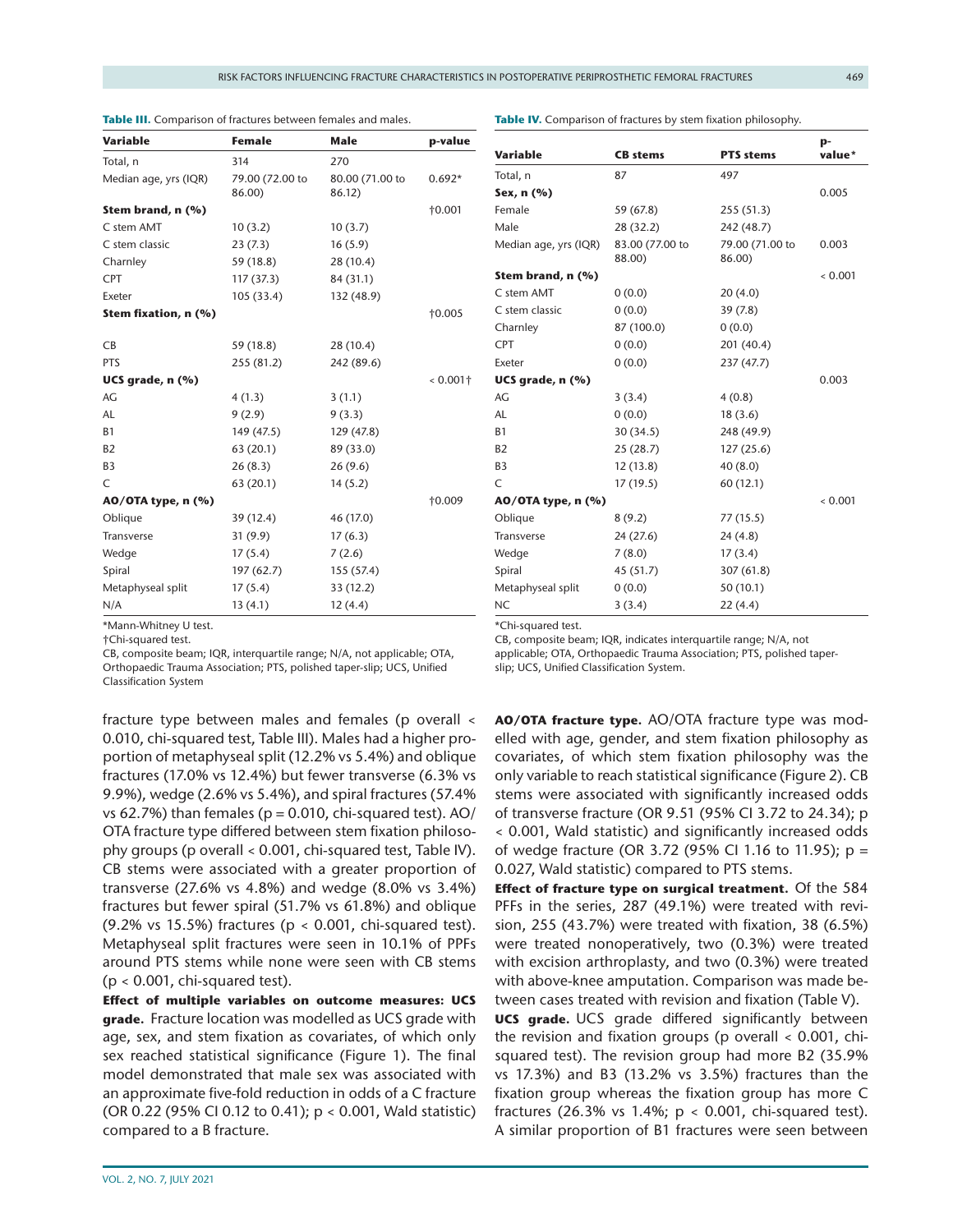**Table III.** Comparison of fractures between females and males.

| Variable | Female | Male | p-value |
|---|---|---|---|
| Total, n | 314 | 270 | |
| Median age, yrs (IQR) | 79.00 (72.00 to 86.00) | 80.00 (71.00 to 86.12) | 0.692* |
| **Stem brand, n (%)** | | | †0.001 |
| C stem AMT | 10 (3.2) | 10 (3.7) | |
| C stem classic | 23 (7.3) | 16 (5.9) | |
| Charnley | 59 (18.8) | 28 (10.4) | |
| CPT | 117 (37.3) | 84 (31.1) | |
| Exeter | 105 (33.4) | 132 (48.9) | |
| **Stem fixation, n (%)** | | | †0.005 |
| CB | 59 (18.8) | 28 (10.4) | |
| PTS | 255 (81.2) | 242 (89.6) | |
| **UCS grade, n (%)** | | | < 0.001† |
| AG | 4 (1.3) | 3 (1.1) | |
| AL | 9 (2.9) | 9 (3.3) | |
| B1 | 149 (47.5) | 129 (47.8) | |
| B2 | 63 (20.1) | 89 (33.0) | |
| B3 | 26 (8.3) | 26 (9.6) | |
| C | 63 (20.1) | 14 (5.2) | |
| **AO/OTA type, n (%)** | | | †0.009 |
| Oblique | 39 (12.4) | 46 (17.0) | |
| Transverse | 31 (9.9) | 17 (6.3) | |
| Wedge | 17 (5.4) | 7 (2.6) | |
| Spiral | 197 (62.7) | 155 (57.4) | |
| Metaphyseal split | 17 (5.4) | 33 (12.2) | |
| N/A | 13 (4.1) | 12 (4.4) | |

*Mann-Whitney U test.
†Chi-squared test.
CB, composite beam; IQR, interquartile range; N/A, not applicable; OTA, Orthopaedic Trauma Association; PTS, polished taper-slip; UCS, Unified Classification System

**Table IV.** Comparison of fractures by stem fixation philosophy.

| Variable | CB stems | PTS stems | p-value* |
|---|---|---|---|
| Total, n | 87 | 497 | |
| **Sex, n (%)** | | | 0.005 |
| Female | 59 (67.8) | 255 (51.3) | |
| Male | 28 (32.2) | 242 (48.7) | |
| Median age, yrs (IQR) | 83.00 (77.00 to 88.00) | 79.00 (71.00 to 86.00) | 0.003 |
| **Stem brand, n (%)** | | | < 0.001 |
| C stem AMT | 0 (0.0) | 20 (4.0) | |
| C stem classic | 0 (0.0) | 39 (7.8) | |
| Charnley | 87 (100.0) | 0 (0.0) | |
| CPT | 0 (0.0) | 201 (40.4) | |
| Exeter | 0 (0.0) | 237 (47.7) | |
| **UCS grade, n (%)** | | | 0.003 |
| AG | 3 (3.4) | 4 (0.8) | |
| AL | 0 (0.0) | 18 (3.6) | |
| B1 | 30 (34.5) | 248 (49.9) | |
| B2 | 25 (28.7) | 127 (25.6) | |
| B3 | 12 (13.8) | 40 (8.0) | |
| C | 17 (19.5) | 60 (12.1) | |
| **AO/OTA type, n (%)** | | | < 0.001 |
| Oblique | 8 (9.2) | 77 (15.5) | |
| Transverse | 24 (27.6) | 24 (4.8) | |
| Wedge | 7 (8.0) | 17 (3.4) | |
| Spiral | 45 (51.7) | 307 (61.8) | |
| Metaphyseal split | 0 (0.0) | 50 (10.1) | |
| NC | 3 (3.4) | 22 (4.4) | |

*Chi-squared test.
CB, composite beam; IQR, indicates interquartile range; N/A, not applicable; OTA, Orthopaedic Trauma Association; PTS, polished taper-slip; UCS, Unified Classification System.

fracture type between males and females (p overall < 0.010, chi-squared test, Table III). Males had a higher proportion of metaphyseal split (12.2% vs 5.4%) and oblique fractures (17.0% vs 12.4%) but fewer transverse (6.3% vs 9.9%), wedge (2.6% vs 5.4%), and spiral fractures (57.4% vs 62.7%) than females (p = 0.010, chi-squared test). AO/OTA fracture type differed between stem fixation philosophy groups (p overall < 0.001, chi-squared test, Table IV). CB stems were associated with a greater proportion of transverse (27.6% vs 4.8%) and wedge (8.0% vs 3.4%) fractures but fewer spiral (51.7% vs 61.8%) and oblique (9.2% vs 15.5%) fractures (p < 0.001, chi-squared test). Metaphyseal split fractures were seen in 10.1% of PPFs around PTS stems while none were seen with CB stems (p < 0.001, chi-squared test).

**Effect of multiple variables on outcome measures: UCS grade.** Fracture location was modelled as UCS grade with age, sex, and stem fixation as covariates, of which only sex reached statistical significance (Figure 1). The final model demonstrated that male sex was associated with an approximate five-fold reduction in odds of a C fracture (OR 0.22 (95% CI 0.12 to 0.41); p < 0.001, Wald statistic) compared to a B fracture.

**AO/OTA fracture type.** AO/OTA fracture type was modelled with age, gender, and stem fixation philosophy as covariates, of which stem fixation philosophy was the only variable to reach statistical significance (Figure 2). CB stems were associated with significantly increased odds of transverse fracture (OR 9.51 (95% CI 3.72 to 24.34); p < 0.001, Wald statistic) and significantly increased odds of wedge fracture (OR 3.72 (95% CI 1.16 to 11.95); p = 0.027, Wald statistic) compared to PTS stems.

**Effect of fracture type on surgical treatment.** Of the 584 PFFs in the series, 287 (49.1%) were treated with revision, 255 (43.7%) were treated with fixation, 38 (6.5%) were treated nonoperatively, two (0.3%) were treated with excision arthroplasty, and two (0.3%) were treated with above-knee amputation. Comparison was made between cases treated with revision and fixation (Table V).

**UCS grade.** UCS grade differed significantly between the revision and fixation groups (p overall < 0.001, chi-squared test). The revision group had more B2 (35.9% vs 17.3%) and B3 (13.2% vs 3.5%) fractures than the fixation group whereas the fixation group has more C fractures (26.3% vs 1.4%; p < 0.001, chi-squared test). A similar proportion of B1 fractures were seen between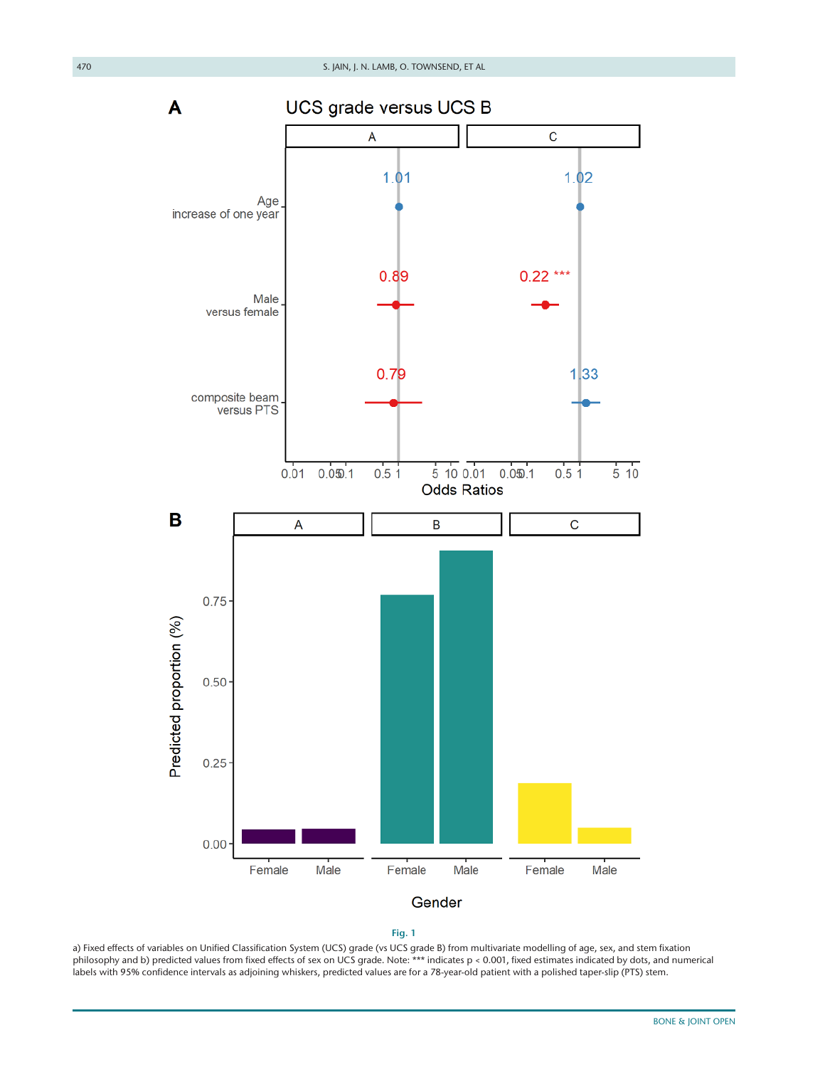**A** UCS grade versus UCS B

| | A | C |
| --- | --- | --- |
| Age increase of one year | 1.01 | 1.02 |
| Male versus female | 0.89 | 0.22 *** |
| composite beam versus PTS | 0.79 | 1.33 |

Odds Ratios

**B**

Predicted proportion (%) by Gender (Female, Male) for UCS grades A, B, C.

**Fig. 1**

a) Fixed effects of variables on Unified Classification System (UCS) grade (vs UCS grade B) from multivariate modelling of age, sex, and stem fixation philosophy and b) predicted values from fixed effects of sex on UCS grade. Note: *** indicates p < 0.001, fixed estimates indicated by dots, and numerical labels with 95% confidence intervals as adjoining whiskers, predicted values are for a 78-year-old patient with a polished taper-slip (PTS) stem.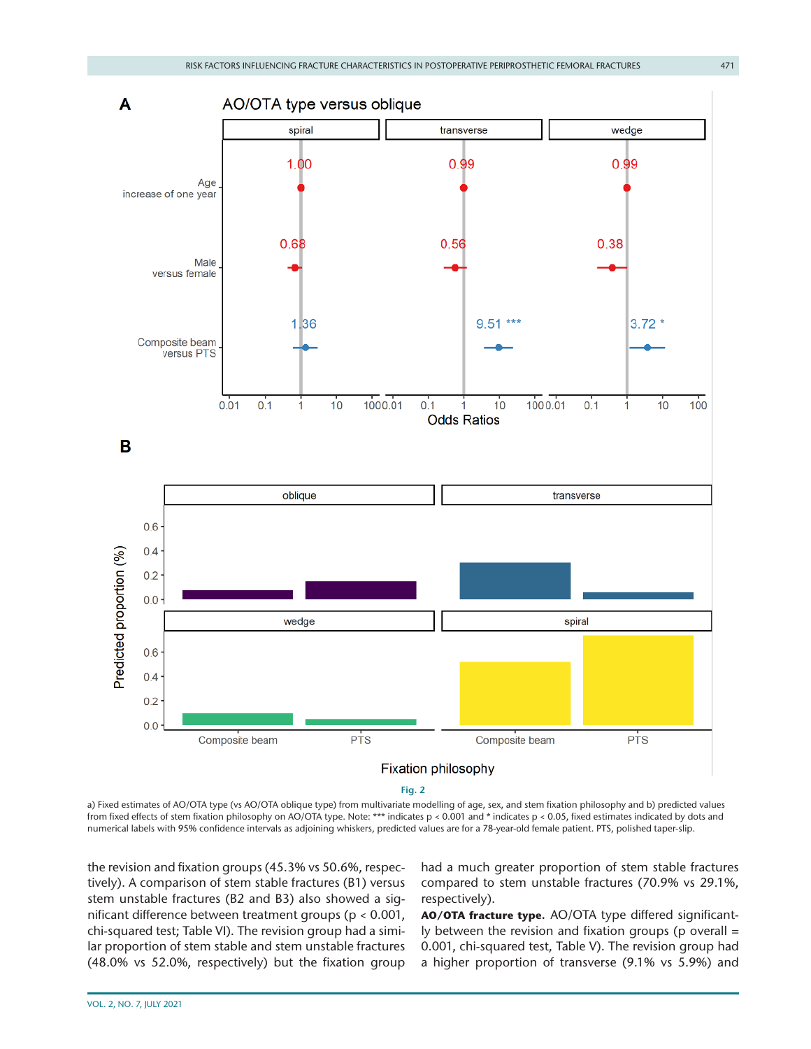Fig. 2

a) Fixed estimates of AO/OTA type (vs AO/OTA oblique type) from multivariate modelling of age, sex, and stem fixation philosophy and b) predicted values from fixed effects of stem fixation philosophy on AO/OTA type. Note: *** indicates $p < 0.001$ and * indicates $p < 0.05$, fixed estimates indicated by dots and numerical labels with 95% confidence intervals as adjoining whiskers, predicted values are for a 78-year-old female patient. PTS, polished taper-slip.

the revision and fixation groups (45.3% vs 50.6%, respectively). A comparison of stem stable fractures (B1) versus stem unstable fractures (B2 and B3) also showed a significant difference between treatment groups ($p < 0.001$, chi-squared test; Table VI). The revision group had a similar proportion of stem stable and stem unstable fractures (48.0% vs 52.0%, respectively) but the fixation group had a much greater proportion of stem stable fractures compared to stem unstable fractures (70.9% vs 29.1%, respectively).

**AO/OTA fracture type.** AO/OTA type differed significantly between the revision and fixation groups (p overall = 0.001, chi-squared test, Table V). The revision group had a higher proportion of transverse (9.1% vs 5.9%) and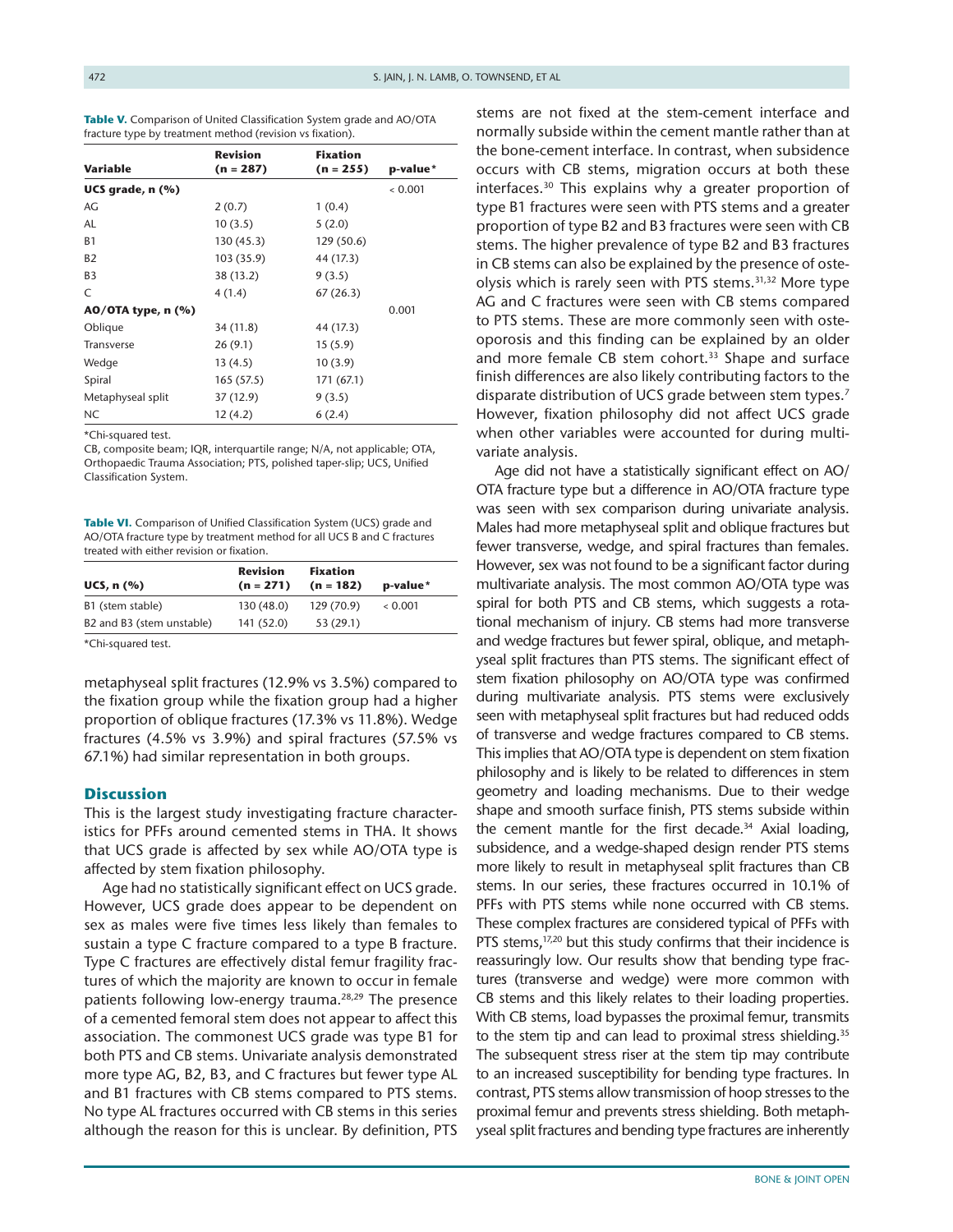**Table V.** Comparison of United Classification System grade and AO/OTA fracture type by treatment method (revision vs fixation).

| Variable | Revision (n = 287) | Fixation (n = 255) | p-value* |
|---|---|---|---|
| **UCS grade, n (%)** | | | < 0.001 |
| AG | 2 (0.7) | 1 (0.4) | |
| AL | 10 (3.5) | 5 (2.0) | |
| B1 | 130 (45.3) | 129 (50.6) | |
| B2 | 103 (35.9) | 44 (17.3) | |
| B3 | 38 (13.2) | 9 (3.5) | |
| C | 4 (1.4) | 67 (26.3) | |
| **AO/OTA type, n (%)** | | | 0.001 |
| Oblique | 34 (11.8) | 44 (17.3) | |
| Transverse | 26 (9.1) | 15 (5.9) | |
| Wedge | 13 (4.5) | 10 (3.9) | |
| Spiral | 165 (57.5) | 171 (67.1) | |
| Metaphyseal split | 37 (12.9) | 9 (3.5) | |
| NC | 12 (4.2) | 6 (2.4) | |

*Chi-squared test.

CB, composite beam; IQR, interquartile range; N/A, not applicable; OTA, Orthopaedic Trauma Association; PTS, polished taper-slip; UCS, Unified Classification System.

**Table VI.** Comparison of Unified Classification System (UCS) grade and AO/OTA fracture type by treatment method for all UCS B and C fractures treated with either revision or fixation.

| UCS, n (%) | Revision (n = 271) | Fixation (n = 182) | p-value* |
|---|---|---|---|
| B1 (stem stable) | 130 (48.0) | 129 (70.9) | < 0.001 |
| B2 and B3 (stem unstable) | 141 (52.0) | 53 (29.1) | |

*Chi-squared test.

metaphyseal split fractures (12.9% vs 3.5%) compared to the fixation group while the fixation group had a higher proportion of oblique fractures (17.3% vs 11.8%). Wedge fractures (4.5% vs 3.9%) and spiral fractures (57.5% vs 67.1%) had similar representation in both groups.

## Discussion

This is the largest study investigating fracture characteristics for PFFs around cemented stems in THA. It shows that UCS grade is affected by sex while AO/OTA type is affected by stem fixation philosophy.

Age had no statistically significant effect on UCS grade. However, UCS grade does appear to be dependent on sex as males were five times less likely than females to sustain a type C fracture compared to a type B fracture. Type C fractures are effectively distal femur fragility fractures of which the majority are known to occur in female patients following low-energy trauma.[28,29] The presence of a cemented femoral stem does not appear to affect this association. The commonest UCS grade was type B1 for both PTS and CB stems. Univariate analysis demonstrated more type AG, B2, B3, and C fractures but fewer type AL and B1 fractures with CB stems compared to PTS stems. No type AL fractures occurred with CB stems in this series although the reason for this is unclear. By definition, PTS stems are not fixed at the stem-cement interface and normally subside within the cement mantle rather than at the bone-cement interface. In contrast, when subsidence occurs with CB stems, migration occurs at both these interfaces.[30] This explains why a greater proportion of type B1 fractures were seen with PTS stems and a greater proportion of type B2 and B3 fractures were seen with CB stems. The higher prevalence of type B2 and B3 fractures in CB stems can also be explained by the presence of osteolysis which is rarely seen with PTS stems.[31,32] More type AG and C fractures were seen with CB stems compared to PTS stems. These are more commonly seen with osteoporosis and this finding can be explained by an older and more female CB stem cohort.[33] Shape and surface finish differences are also likely contributing factors to the disparate distribution of UCS grade between stem types.[7] However, fixation philosophy did not affect UCS grade when other variables were accounted for during multivariate analysis.

Age did not have a statistically significant effect on AO/OTA fracture type but a difference in AO/OTA fracture type was seen with sex comparison during univariate analysis. Males had more metaphyseal split and oblique fractures but fewer transverse, wedge, and spiral fractures than females. However, sex was not found to be a significant factor during multivariate analysis. The most common AO/OTA type was spiral for both PTS and CB stems, which suggests a rotational mechanism of injury. CB stems had more transverse and wedge fractures but fewer spiral, oblique, and metaphyseal split fractures than PTS stems. The significant effect of stem fixation philosophy on AO/OTA type was confirmed during multivariate analysis. PTS stems were exclusively seen with metaphyseal split fractures but had reduced odds of transverse and wedge fractures compared to CB stems. This implies that AO/OTA type is dependent on stem fixation philosophy and is likely to be related to differences in stem geometry and loading mechanisms. Due to their wedge shape and smooth surface finish, PTS stems subside within the cement mantle for the first decade.[34] Axial loading, subsidence, and a wedge-shaped design render PTS stems more likely to result in metaphyseal split fractures than CB stems. In our series, these fractures occurred in 10.1% of PFFs with PTS stems while none occurred with CB stems. These complex fractures are considered typical of PFFs with PTS stems,[17,20] but this study confirms that their incidence is reassuringly low. Our results show that bending type fractures (transverse and wedge) were more common with CB stems and this likely relates to their loading properties. With CB stems, load bypasses the proximal femur, transmits to the stem tip and can lead to proximal stress shielding.[35] The subsequent stress riser at the stem tip may contribute to an increased susceptibility for bending type fractures. In contrast, PTS stems allow transmission of hoop stresses to the proximal femur and prevents stress shielding. Both metaphyseal split fractures and bending type fractures are inherently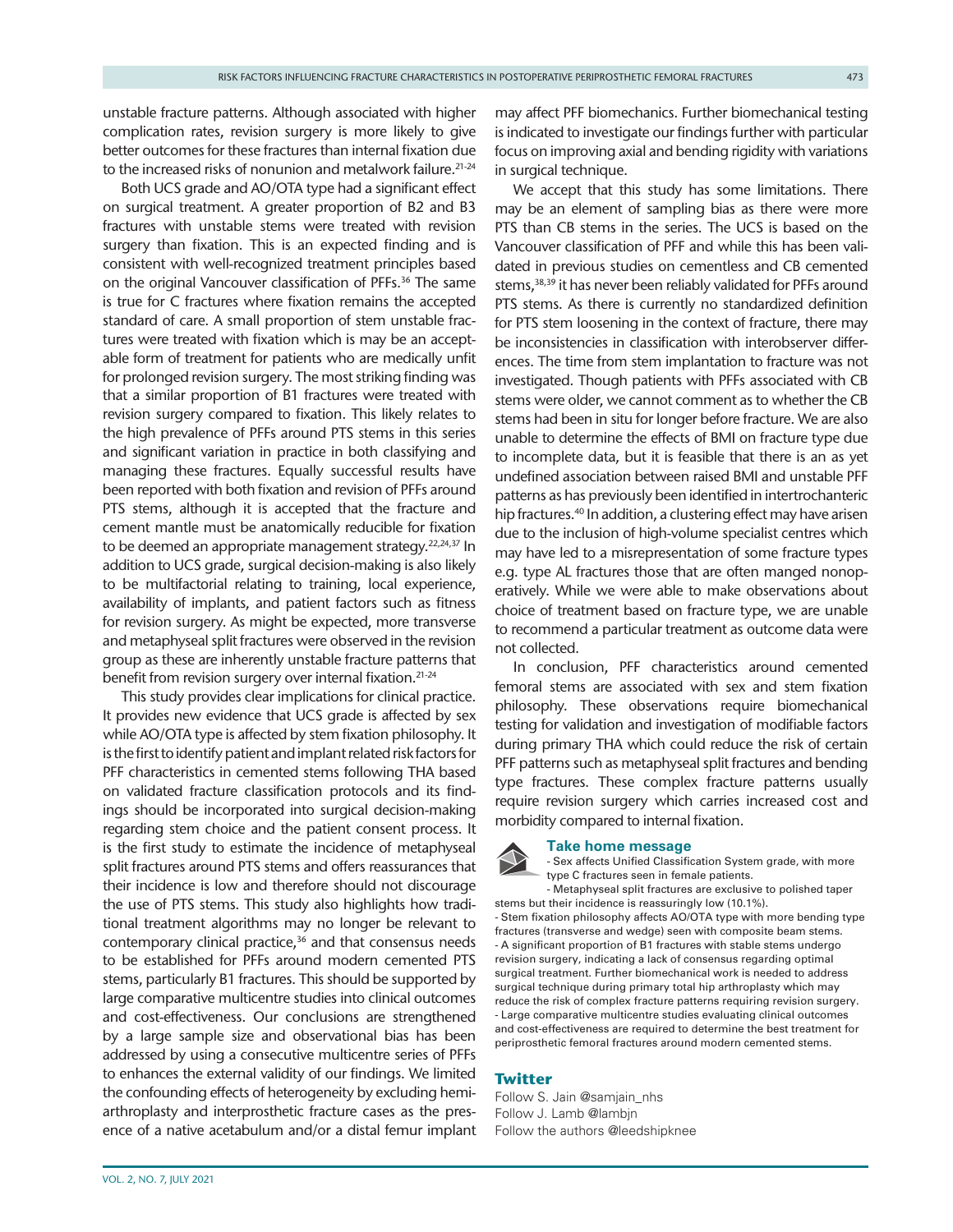unstable fracture patterns. Although associated with higher complication rates, revision surgery is more likely to give better outcomes for these fractures than internal fixation due to the increased risks of nonunion and metalwork failure.[21-24]

Both UCS grade and AO/OTA type had a significant effect on surgical treatment. A greater proportion of B2 and B3 fractures with unstable stems were treated with revision surgery than fixation. This is an expected finding and is consistent with well-recognized treatment principles based on the original Vancouver classification of PFFs.[36] The same is true for C fractures where fixation remains the accepted standard of care. A small proportion of stem unstable fractures were treated with fixation which is may be an acceptable form of treatment for patients who are medically unfit for prolonged revision surgery. The most striking finding was that a similar proportion of B1 fractures were treated with revision surgery compared to fixation. This likely relates to the high prevalence of PFFs around PTS stems in this series and significant variation in practice in both classifying and managing these fractures. Equally successful results have been reported with both fixation and revision of PFFs around PTS stems, although it is accepted that the fracture and cement mantle must be anatomically reducible for fixation to be deemed an appropriate management strategy.[22,24,37] In addition to UCS grade, surgical decision-making is also likely to be multifactorial relating to training, local experience, availability of implants, and patient factors such as fitness for revision surgery. As might be expected, more transverse and metaphyseal split fractures were observed in the revision group as these are inherently unstable fracture patterns that benefit from revision surgery over internal fixation.[21-24]

This study provides clear implications for clinical practice. It provides new evidence that UCS grade is affected by sex while AO/OTA type is affected by stem fixation philosophy. It is the first to identify patient and implant related risk factors for PFF characteristics in cemented stems following THA based on validated fracture classification protocols and its findings should be incorporated into surgical decision-making regarding stem choice and the patient consent process. It is the first study to estimate the incidence of metaphyseal split fractures around PTS stems and offers reassurances that their incidence is low and therefore should not discourage the use of PTS stems. This study also highlights how traditional treatment algorithms may no longer be relevant to contemporary clinical practice,[36] and that consensus needs to be established for PFFs around modern cemented PTS stems, particularly B1 fractures. This should be supported by large comparative multicentre studies into clinical outcomes and cost-effectiveness. Our conclusions are strengthened by a large sample size and observational bias has been addressed by using a consecutive multicentre series of PFFs to enhances the external validity of our findings. We limited the confounding effects of heterogeneity by excluding hemiarthroplasty and interprosthetic fracture cases as the presence of a native acetabulum and/or a distal femur implant may affect PFF biomechanics. Further biomechanical testing is indicated to investigate our findings further with particular focus on improving axial and bending rigidity with variations in surgical technique.

We accept that this study has some limitations. There may be an element of sampling bias as there were more PTS than CB stems in the series. The UCS is based on the Vancouver classification of PFF and while this has been validated in previous studies on cementless and CB cemented stems,[38,39] it has never been reliably validated for PFFs around PTS stems. As there is currently no standardized definition for PTS stem loosening in the context of fracture, there may be inconsistencies in classification with interobserver differences. The time from stem implantation to fracture was not investigated. Though patients with PFFs associated with CB stems were older, we cannot comment as to whether the CB stems had been in situ for longer before fracture. We are also unable to determine the effects of BMI on fracture type due to incomplete data, but it is feasible that there is an as yet undefined association between raised BMI and unstable PFF patterns as has previously been identified in intertrochanteric hip fractures.[40] In addition, a clustering effect may have arisen due to the inclusion of high-volume specialist centres which may have led to a misrepresentation of some fracture types e.g. type AL fractures those that are often manged nonoperatively. While we were able to make observations about choice of treatment based on fracture type, we are unable to recommend a particular treatment as outcome data were not collected.

In conclusion, PFF characteristics around cemented femoral stems are associated with sex and stem fixation philosophy. These observations require biomechanical testing for validation and investigation of modifiable factors during primary THA which could reduce the risk of certain PFF patterns such as metaphyseal split fractures and bending type fractures. These complex fracture patterns usually require revision surgery which carries increased cost and morbidity compared to internal fixation.

## Take home message

- Sex affects Unified Classification System grade, with more type C fractures seen in female patients.
- Metaphyseal split fractures are exclusive to polished taper stems but their incidence is reassuringly low (10.1%).
- Stem fixation philosophy affects AO/OTA type with more bending type fractures (transverse and wedge) seen with composite beam stems.
- A significant proportion of B1 fractures with stable stems undergo revision surgery, indicating a lack of consensus regarding optimal surgical treatment. Further biomechanical work is needed to address surgical technique during primary total hip arthroplasty which may reduce the risk of complex fracture patterns requiring revision surgery.
- Large comparative multicentre studies evaluating clinical outcomes and cost-effectiveness are required to determine the best treatment for periprosthetic femoral fractures around modern cemented stems.

## Twitter

Follow S. Jain @samjain_nhs
Follow J. Lamb @lambjn
Follow the authors @leedshipknee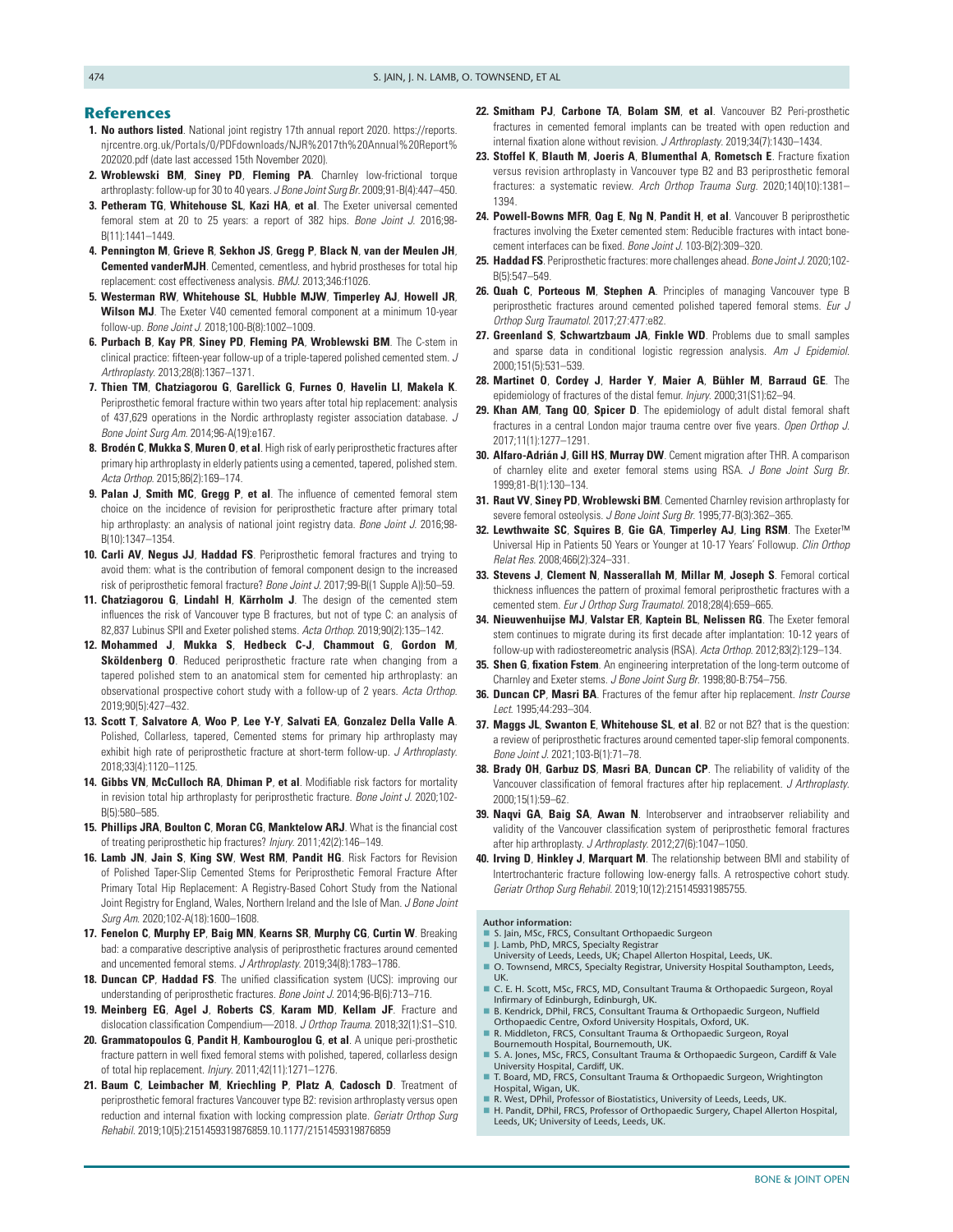## References

1. **No authors listed**. National joint registry 17th annual report 2020. https://reports.njrcentre.org.uk/Portals/0/PDFdownloads/NJR%2017th%20Annual%20Report%202020.pdf (date last accessed 15th November 2020).
2. **Wroblewski BM**, **Siney PD**, **Fleming PA**. Charnley low-frictional torque arthroplasty: follow-up for 30 to 40 years. *J Bone Joint Surg Br*. 2009;91-B(4):447–450.
3. **Petheram TG**, **Whitehouse SL**, **Kazi HA**, **et al**. The Exeter universal cemented femoral stem at 20 to 25 years: a report of 382 hips. *Bone Joint J*. 2016;98-B(11):1441–1449.
4. **Pennington M**, **Grieve R**, **Sekhon JS**, **Gregg P**, **Black N**, **van der Meulen JH**, **Cemented vanderMJH**. Cemented, cementless, and hybrid prostheses for total hip replacement: cost effectiveness analysis. *BMJ*. 2013;346:f1026.
5. **Westerman RW**, **Whitehouse SL**, **Hubble MJW**, **Timperley AJ**, **Howell JR**, **Wilson MJ**. The Exeter V40 cemented femoral component at a minimum 10-year follow-up. *Bone Joint J*. 2018;100-B(8):1002–1009.
6. **Purbach B**, **Kay PR**, **Siney PD**, **Fleming PA**, **Wroblewski BM**. The C-stem in clinical practice: fifteen-year follow-up of a triple-tapered polished cemented stem. *J Arthroplasty*. 2013;28(8):1367–1371.
7. **Thien TM**, **Chatziagorou G**, **Garellick G**, **Furnes O**, **Havelin LI**, **Makela K**. Periprosthetic femoral fracture within two years after total hip replacement: analysis of 437,629 operations in the Nordic arthroplasty register association database. *J Bone Joint Surg Am*. 2014;96-A(19):e167.
8. **Brodén C**, **Mukka S**, **Muren O**, **et al**. High risk of early periprosthetic fractures after primary hip arthroplasty in elderly patients using a cemented, tapered, polished stem. *Acta Orthop*. 2015;86(2):169–174.
9. **Palan J**, **Smith MC**, **Gregg P**, **et al**. The influence of cemented femoral stem choice on the incidence of revision for periprosthetic fracture after primary total hip arthroplasty: an analysis of national joint registry data. *Bone Joint J*. 2016;98-B(10):1347–1354.
10. **Carli AV**, **Negus JJ**, **Haddad FS**. Periprosthetic femoral fractures and trying to avoid them: what is the contribution of femoral component design to the increased risk of periprosthetic femoral fracture? *Bone Joint J*. 2017;99-B((1 Supple A)):50–59.
11. **Chatziagorou G**, **Lindahl H**, **Kärrholm J**. The design of the cemented stem influences the risk of Vancouver type B fractures, but not of type C: an analysis of 82,837 Lubinus SPII and Exeter polished stems. *Acta Orthop*. 2019;90(2):135–142.
12. **Mohammed J**, **Mukka S**, **Hedbeck C-J**, **Chammout G**, **Gordon M**, **Sköldenberg O**. Reduced periprosthetic fracture rate when changing from a tapered polished stem to an anatomical stem for cemented hip arthroplasty: an observational prospective cohort study with a follow-up of 2 years. *Acta Orthop*. 2019;90(5):427–432.
13. **Scott T**, **Salvatore A**, **Woo P**, **Lee Y-Y**, **Salvati EA**, **Gonzalez Della Valle A**. Polished, Collarless, tapered, Cemented stems for primary hip arthroplasty may exhibit high rate of periprosthetic fracture at short-term follow-up. *J Arthroplasty*. 2018;33(4):1120–1125.
14. **Gibbs VN**, **McCulloch RA**, **Dhiman P**, **et al**. Modifiable risk factors for mortality in revision total hip arthroplasty for periprosthetic fracture. *Bone Joint J*. 2020;102-B(5):580–585.
15. **Phillips JRA**, **Boulton C**, **Moran CG**, **Manktelow ARJ**. What is the financial cost of treating periprosthetic hip fractures? *Injury*. 2011;42(2):146–149.
16. **Lamb JN**, **Jain S**, **King SW**, **West RM**, **Pandit HG**. Risk Factors for Revision of Polished Taper-Slip Cemented Stems for Periprosthetic Femoral Fracture After Primary Total Hip Replacement: A Registry-Based Cohort Study from the National Joint Registry for England, Wales, Northern Ireland and the Isle of Man. *J Bone Joint Surg Am*. 2020;102-A(18):1600–1608.
17. **Fenelon C**, **Murphy EP**, **Baig MN**, **Kearns SR**, **Murphy CG**, **Curtin W**. Breaking bad: a comparative descriptive analysis of periprosthetic fractures around cemented and uncemented femoral stems. *J Arthroplasty*. 2019;34(8):1783–1786.
18. **Duncan CP**, **Haddad FS**. The unified classification system (UCS): improving our understanding of periprosthetic fractures. *Bone Joint J*. 2014;96-B(6):713–716.
19. **Meinberg EG**, **Agel J**, **Roberts CS**, **Karam MD**, **Kellam JF**. Fracture and dislocation classification Compendium—2018. *J Orthop Trauma*. 2018;32(1):S1–S10.
20. **Grammatopoulos G**, **Pandit H**, **Kambouroglou G**, **et al**. A unique peri-prosthetic fracture pattern in well fixed femoral stems with polished, tapered, collarless design of total hip replacement. *Injury*. 2011;42(11):1271–1276.
21. **Baum C**, **Leimbacher M**, **Kriechling P**, **Platz A**, **Cadosch D**. Treatment of periprosthetic femoral fractures Vancouver type B2: revision arthroplasty versus open reduction and internal fixation with locking compression plate. *Geriatr Orthop Surg Rehabil*. 2019;10(5):2151459319876859.10.1177/2151459319876859
22. **Smitham PJ**, **Carbone TA**, **Bolam SM**, **et al**. Vancouver B2 Peri-prosthetic fractures in cemented femoral implants can be treated with open reduction and internal fixation alone without revision. *J Arthroplasty*. 2019;34(7):1430–1434.
23. **Stoffel K**, **Blauth M**, **Joeris A**, **Blumenthal A**, **Rometsch E**. Fracture fixation versus revision arthroplasty in Vancouver type B2 and B3 periprosthetic femoral fractures: a systematic review. *Arch Orthop Trauma Surg*. 2020;140(10):1381–1394.
24. **Powell-Bowns MFR**, **Oag E**, **Ng N**, **Pandit H**, **et al**. Vancouver B periprosthetic fractures involving the Exeter cemented stem: Reducible fractures with intact bone-cement interfaces can be fixed. *Bone Joint J*. 103-B(2):309–320.
25. **Haddad FS**. Periprosthetic fractures: more challenges ahead. *Bone Joint J*. 2020;102-B(5):547–549.
26. **Quah C**, **Porteous M**, **Stephen A**. Principles of managing Vancouver type B periprosthetic fractures around cemented polished tapered femoral stems. *Eur J Orthop Surg Traumatol*. 2017;27:477:e82.
27. **Greenland S**, **Schwartzbaum JA**, **Finkle WD**. Problems due to small samples and sparse data in conditional logistic regression analysis. *Am J Epidemiol*. 2000;151(5):531–539.
28. **Martinet O**, **Cordey J**, **Harder Y**, **Maier A**, **Bühler M**, **Barraud GE**. The epidemiology of fractures of the distal femur. *Injury*. 2000;31(S1):62–94.
29. **Khan AM**, **Tang QO**, **Spicer D**. The epidemiology of adult distal femoral shaft fractures in a central London major trauma centre over five years. *Open Orthop J*. 2017;11(1):1277–1291.
30. **Alfaro-Adrián J**, **Gill HS**, **Murray DW**. Cement migration after THR. A comparison of charnley elite and exeter femoral stems using RSA. *J Bone Joint Surg Br*. 1999;81-B(1):130–134.
31. **Raut VV**, **Siney PD**, **Wroblewski BM**. Cemented Charnley revision arthroplasty for severe femoral osteolysis. *J Bone Joint Surg Br*. 1995;77-B(3):362–365.
32. **Lewthwaite SC**, **Squires B**, **Gie GA**, **Timperley AJ**, **Ling RSM**. The Exeter™ Universal Hip in Patients 50 Years or Younger at 10-17 Years' Followup. *Clin Orthop Relat Res*. 2008;466(2):324–331.
33. **Stevens J**, **Clement N**, **Nasserallah M**, **Millar M**, **Joseph S**. Femoral cortical thickness influences the pattern of proximal femoral periprosthetic fractures with a cemented stem. *Eur J Orthop Surg Traumatol*. 2018;28(4):659–665.
34. **Nieuwenhuijse MJ**, **Valstar ER**, **Kaptein BL**, **Nelissen RG**. The Exeter femoral stem continues to migrate during its first decade after implantation: 10-12 years of follow-up with radiostereometric analysis (RSA). *Acta Orthop*. 2012;83(2):129–134.
35. **Shen G**, **fixation Fstem**. An engineering interpretation of the long-term outcome of Charnley and Exeter stems. *J Bone Joint Surg Br*. 1998;80-B:754–756.
36. **Duncan CP**, **Masri BA**. Fractures of the femur after hip replacement. *Instr Course Lect*. 1995;44:293–304.
37. **Maggs JL**, **Swanton E**, **Whitehouse SL**, **et al**. B2 or not B2? that is the question: a review of periprosthetic fractures around cemented taper-slip femoral components. *Bone Joint J*. 2021;103-B(1):71–78.
38. **Brady OH**, **Garbuz DS**, **Masri BA**, **Duncan CP**. The reliability of validity of the Vancouver classification of femoral fractures after hip replacement. *J Arthroplasty*. 2000;15(1):59–62.
39. **Naqvi GA**, **Baig SA**, **Awan N**. Interobserver and intraobserver reliability and validity of the Vancouver classification system of periprosthetic femoral fractures after hip arthroplasty. *J Arthroplasty*. 2012;27(6):1047–1050.
40. **Irving D**, **Hinkley J**, **Marquart M**. The relationship between BMI and stability of Intertrochanteric fracture following low-energy falls. A retrospective cohort study. *Geriatr Orthop Surg Rehabil*. 2019;10(12):215145931985755.

**Author information:**

- S. Jain, MSc, FRCS, Consultant Orthopaedic Surgeon
- J. Lamb, PhD, MRCS, Specialty Registrar
  University of Leeds, Leeds, UK; Chapel Allerton Hospital, Leeds, UK.
- O. Townsend, MRCS, Specialty Registrar, University Hospital Southampton, Leeds, UK.
- C. E. H. Scott, MSc, FRCS, MD, Consultant Trauma & Orthopaedic Surgeon, Royal Infirmary of Edinburgh, Edinburgh, UK.
- B. Kendrick, DPhil, FRCS, Consultant Trauma & Orthopaedic Surgeon, Nuffield Orthopaedic Centre, Oxford University Hospitals, Oxford, UK.
- R. Middleton, FRCS, Consultant Trauma & Orthopaedic Surgeon, Royal Bournemouth Hospital, Bournemouth, UK.
- S. A. Jones, MSc, FRCS, Consultant Trauma & Orthopaedic Surgeon, Cardiff & Vale University Hospital, Cardiff, UK.
- T. Board, MD, FRCS, Consultant Trauma & Orthopaedic Surgeon, Wrightington Hospital, Wigan, UK.
- R. West, DPhil, Professor of Biostatistics, University of Leeds, Leeds, UK.
- H. Pandit, DPhil, FRCS, Professor of Orthopaedic Surgery, Chapel Allerton Hospital, Leeds, UK; University of Leeds, Leeds, UK.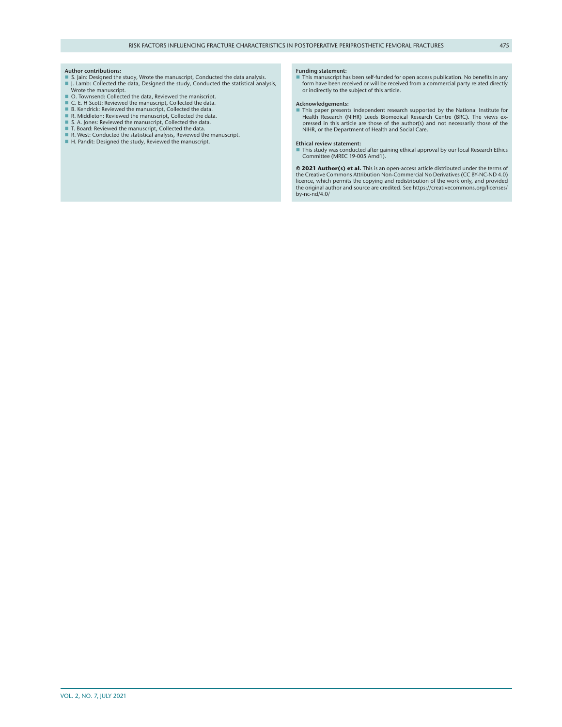**Author contributions:**

- S. Jain: Designed the study, Wrote the manuscript, Conducted the data analysis.
- J. Lamb: Collected the data, Designed the study, Conducted the statistical analysis, Wrote the manuscript.
- O. Townsend: Collected the data, Reviewed the maniscript.
- C. E. H Scott: Reviewed the manuscript, Collected the data.
- B. Kendrick: Reviewed the manuscript, Collected the data.
- R. Middleton: Reviewed the manuscript, Collected the data.
- S. A. Jones: Reviewed the manuscript, Collected the data.
- T. Board: Reviewed the manuscript, Collected the data.
- R. West: Conducted the statistical analysis, Reviewed the manuscript.
- H. Pandit: Designed the study, Reviewed the manuscript.

**Funding statement:**

- This manuscript has been self-funded for open access publication. No benefits in any form have been received or will be received from a commercial party related directly or indirectly to the subject of this article.

**Acknowledgements:**

- This paper presents independent research supported by the National Institute for Health Research (NIHR) Leeds Biomedical Research Centre (BRC). The views expressed in this article are those of the author(s) and not necessarily those of the NIHR, or the Department of Health and Social Care.

**Ethical review statement:**

- This study was conducted after gaining ethical approval by our local Research Ethics Committee (MREC 19-005 Amd1).

**© 2021 Author(s) et al.** This is an open-access article distributed under the terms of the Creative Commons Attribution Non-Commercial No Derivatives (CC BY-NC-ND 4.0) licence, which permits the copying and redistribution of the work only, and provided the original author and source are credited. See https://creativecommons.org/licenses/by-nc-nd/4.0/